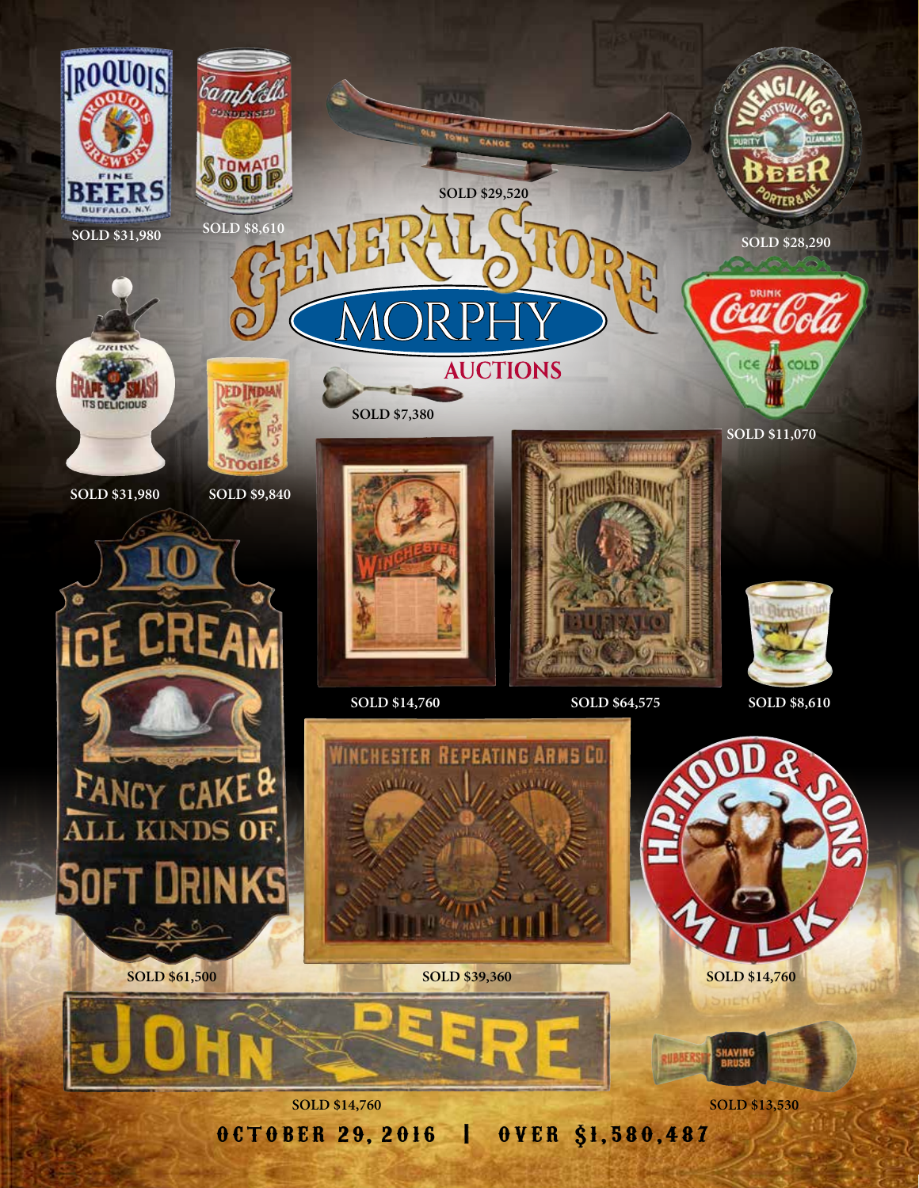# GENERAL STORE

## MORPHY AUCTIONS

SOLD $31,980

SOLD $8,610

SOLD $29,520

SOLD $28,290

SOLD $7,380

SOLD $11,070

SOLD $31,980

SOLD $9,840

SOLD $14,760

SOLD $64,575

SOLD $8,610

SOLD $61,500

SOLD $39,360

SOLD $14,760

SOLD $14,760

SOLD $13,530

**OCTOBER 29, 2016 | OVER $1,580,487**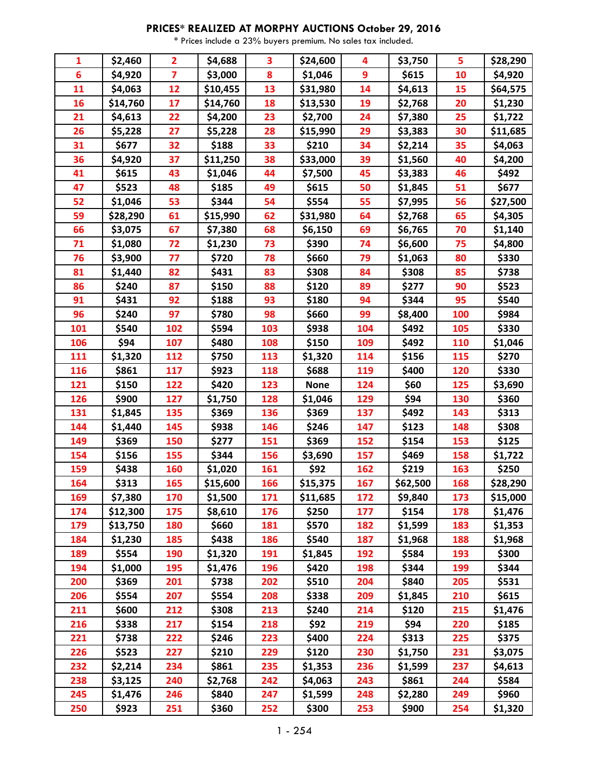## PRICES* REALIZED AT MORPHY AUCTIONS October 29, 2016

* Prices include a 23% buyers premium. No sales tax included.

| | | | | | | | | | |
|---|---|---|---|---|---|---|---|---|---|
| 1 | $2,460 | 2 | $4,688 | 3 | $24,600 | 4 | $3,750 | 5 | $28,290 |
| 6 | $4,920 | 7 | $3,000 | 8 | $1,046 | 9 | $615 | 10 | $4,920 |
| 11 | $4,063 | 12 | $10,455 | 13 | $31,980 | 14 | $4,613 | 15 | $64,575 |
| 16 | $14,760 | 17 | $14,760 | 18 | $13,530 | 19 | $2,768 | 20 | $1,230 |
| 21 | $4,613 | 22 | $4,200 | 23 | $2,700 | 24 | $7,380 | 25 | $1,722 |
| 26 | $5,228 | 27 | $5,228 | 28 | $15,990 | 29 | $3,383 | 30 | $11,685 |
| 31 | $677 | 32 | $188 | 33 | $210 | 34 | $2,214 | 35 | $4,063 |
| 36 | $4,920 | 37 | $11,250 | 38 | $33,000 | 39 | $1,560 | 40 | $4,200 |
| 41 | $615 | 43 | $1,046 | 44 | $7,500 | 45 | $3,383 | 46 | $492 |
| 47 | $523 | 48 | $185 | 49 | $615 | 50 | $1,845 | 51 | $677 |
| 52 | $1,046 | 53 | $344 | 54 | $554 | 55 | $7,995 | 56 | $27,500 |
| 59 | $28,290 | 61 | $15,990 | 62 | $31,980 | 64 | $2,768 | 65 | $4,305 |
| 66 | $3,075 | 67 | $7,380 | 68 | $6,150 | 69 | $6,765 | 70 | $1,140 |
| 71 | $1,080 | 72 | $1,230 | 73 | $390 | 74 | $6,600 | 75 | $4,800 |
| 76 | $3,900 | 77 | $720 | 78 | $660 | 79 | $1,063 | 80 | $330 |
| 81 | $1,440 | 82 | $431 | 83 | $308 | 84 | $308 | 85 | $738 |
| 86 | $240 | 87 | $150 | 88 | $120 | 89 | $277 | 90 | $523 |
| 91 | $431 | 92 | $188 | 93 | $180 | 94 | $344 | 95 | $540 |
| 96 | $240 | 97 | $780 | 98 | $660 | 99 | $8,400 | 100 | $984 |
| 101 | $540 | 102 | $594 | 103 | $938 | 104 | $492 | 105 | $330 |
| 106 | $94 | 107 | $480 | 108 | $150 | 109 | $492 | 110 | $1,046 |
| 111 | $1,320 | 112 | $750 | 113 | $1,320 | 114 | $156 | 115 | $270 |
| 116 | $861 | 117 | $923 | 118 | $688 | 119 | $400 | 120 | $330 |
| 121 | $150 | 122 | $420 | 123 | None | 124 | $60 | 125 | $3,690 |
| 126 | $900 | 127 | $1,750 | 128 | $1,046 | 129 | $94 | 130 | $360 |
| 131 | $1,845 | 135 | $369 | 136 | $369 | 137 | $492 | 143 | $313 |
| 144 | $1,440 | 145 | $938 | 146 | $246 | 147 | $123 | 148 | $308 |
| 149 | $369 | 150 | $277 | 151 | $369 | 152 | $154 | 153 | $125 |
| 154 | $156 | 155 | $344 | 156 | $3,690 | 157 | $469 | 158 | $1,722 |
| 159 | $438 | 160 | $1,020 | 161 | $92 | 162 | $219 | 163 | $250 |
| 164 | $313 | 165 | $15,600 | 166 | $15,375 | 167 | $62,500 | 168 | $28,290 |
| 169 | $7,380 | 170 | $1,500 | 171 | $11,685 | 172 | $9,840 | 173 | $15,000 |
| 174 | $12,300 | 175 | $8,610 | 176 | $250 | 177 | $154 | 178 | $1,476 |
| 179 | $13,750 | 180 | $660 | 181 | $570 | 182 | $1,599 | 183 | $1,353 |
| 184 | $1,230 | 185 | $438 | 186 | $540 | 187 | $1,968 | 188 | $1,968 |
| 189 | $554 | 190 | $1,320 | 191 | $1,845 | 192 | $584 | 193 | $300 |
| 194 | $1,000 | 195 | $1,476 | 196 | $420 | 198 | $344 | 199 | $344 |
| 200 | $369 | 201 | $738 | 202 | $510 | 204 | $840 | 205 | $531 |
| 206 | $554 | 207 | $554 | 208 | $338 | 209 | $1,845 | 210 | $615 |
| 211 | $600 | 212 | $308 | 213 | $240 | 214 | $120 | 215 | $1,476 |
| 216 | $338 | 217 | $154 | 218 | $92 | 219 | $94 | 220 | $185 |
| 221 | $738 | 222 | $246 | 223 | $400 | 224 | $313 | 225 | $375 |
| 226 | $523 | 227 | $210 | 229 | $120 | 230 | $1,750 | 231 | $3,075 |
| 232 | $2,214 | 234 | $861 | 235 | $1,353 | 236 | $1,599 | 237 | $4,613 |
| 238 | $3,125 | 240 | $2,768 | 242 | $4,063 | 243 | $861 | 244 | $584 |
| 245 | $1,476 | 246 | $840 | 247 | $1,599 | 248 | $2,280 | 249 | $960 |
| 250 | $923 | 251 | $360 | 252 | $300 | 253 | $900 | 254 | $1,320 |

1 - 254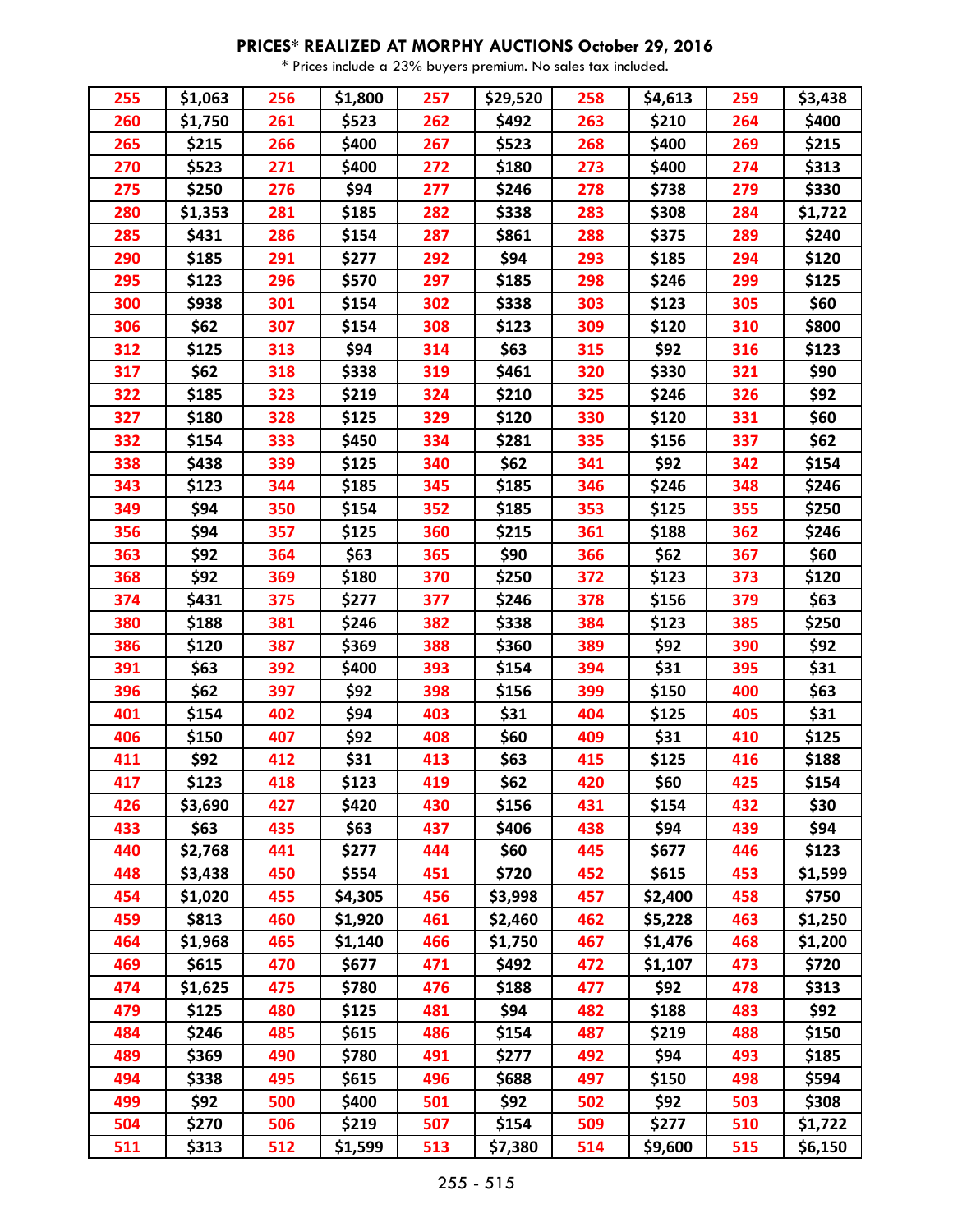## PRICES* REALIZED AT MORPHY AUCTIONS October 29, 2016

\* Prices include a 23% buyers premium. No sales tax included.

| | | | | | | | | | |
|---|---|---|---|---|---|---|---|---|---|
| 255 | $1,063 | 256 | $1,800 | 257 | $29,520 | 258 | $4,613 | 259 | $3,438 |
| 260 | $1,750 | 261 | $523 | 262 | $492 | 263 | $210 | 264 | $400 |
| 265 | $215 | 266 | $400 | 267 | $523 | 268 | $400 | 269 | $215 |
| 270 | $523 | 271 | $400 | 272 | $180 | 273 | $400 | 274 | $313 |
| 275 | $250 | 276 | $94 | 277 | $246 | 278 | $738 | 279 | $330 |
| 280 | $1,353 | 281 | $185 | 282 | $338 | 283 | $308 | 284 | $1,722 |
| 285 | $431 | 286 | $154 | 287 | $861 | 288 | $375 | 289 | $240 |
| 290 | $185 | 291 | $277 | 292 | $94 | 293 | $185 | 294 | $120 |
| 295 | $123 | 296 | $570 | 297 | $185 | 298 | $246 | 299 | $125 |
| 300 | $938 | 301 | $154 | 302 | $338 | 303 | $123 | 305 | $60 |
| 306 | $62 | 307 | $154 | 308 | $123 | 309 | $120 | 310 | $800 |
| 312 | $125 | 313 | $94 | 314 | $63 | 315 | $92 | 316 | $123 |
| 317 | $62 | 318 | $338 | 319 | $461 | 320 | $330 | 321 | $90 |
| 322 | $185 | 323 | $219 | 324 | $210 | 325 | $246 | 326 | $92 |
| 327 | $180 | 328 | $125 | 329 | $120 | 330 | $120 | 331 | $60 |
| 332 | $154 | 333 | $450 | 334 | $281 | 335 | $156 | 337 | $62 |
| 338 | $438 | 339 | $125 | 340 | $62 | 341 | $92 | 342 | $154 |
| 343 | $123 | 344 | $185 | 345 | $185 | 346 | $246 | 348 | $246 |
| 349 | $94 | 350 | $154 | 352 | $185 | 353 | $125 | 355 | $250 |
| 356 | $94 | 357 | $125 | 360 | $215 | 361 | $188 | 362 | $246 |
| 363 | $92 | 364 | $63 | 365 | $90 | 366 | $62 | 367 | $60 |
| 368 | $92 | 369 | $180 | 370 | $250 | 372 | $123 | 373 | $120 |
| 374 | $431 | 375 | $277 | 377 | $246 | 378 | $156 | 379 | $63 |
| 380 | $188 | 381 | $246 | 382 | $338 | 384 | $123 | 385 | $250 |
| 386 | $120 | 387 | $369 | 388 | $360 | 389 | $92 | 390 | $92 |
| 391 | $63 | 392 | $400 | 393 | $154 | 394 | $31 | 395 | $31 |
| 396 | $62 | 397 | $92 | 398 | $156 | 399 | $150 | 400 | $63 |
| 401 | $154 | 402 | $94 | 403 | $31 | 404 | $125 | 405 | $31 |
| 406 | $150 | 407 | $92 | 408 | $60 | 409 | $31 | 410 | $125 |
| 411 | $92 | 412 | $31 | 413 | $63 | 415 | $125 | 416 | $188 |
| 417 | $123 | 418 | $123 | 419 | $62 | 420 | $60 | 425 | $154 |
| 426 | $3,690 | 427 | $420 | 430 | $156 | 431 | $154 | 432 | $30 |
| 433 | $63 | 435 | $63 | 437 | $406 | 438 | $94 | 439 | $94 |
| 440 | $2,768 | 441 | $277 | 444 | $60 | 445 | $677 | 446 | $123 |
| 448 | $3,438 | 450 | $554 | 451 | $720 | 452 | $615 | 453 | $1,599 |
| 454 | $1,020 | 455 | $4,305 | 456 | $3,998 | 457 | $2,400 | 458 | $750 |
| 459 | $813 | 460 | $1,920 | 461 | $2,460 | 462 | $5,228 | 463 | $1,250 |
| 464 | $1,968 | 465 | $1,140 | 466 | $1,750 | 467 | $1,476 | 468 | $1,200 |
| 469 | $615 | 470 | $677 | 471 | $492 | 472 | $1,107 | 473 | $720 |
| 474 | $1,625 | 475 | $780 | 476 | $188 | 477 | $92 | 478 | $313 |
| 479 | $125 | 480 | $125 | 481 | $94 | 482 | $188 | 483 | $92 |
| 484 | $246 | 485 | $615 | 486 | $154 | 487 | $219 | 488 | $150 |
| 489 | $369 | 490 | $780 | 491 | $277 | 492 | $94 | 493 | $185 |
| 494 | $338 | 495 | $615 | 496 | $688 | 497 | $150 | 498 | $594 |
| 499 | $92 | 500 | $400 | 501 | $92 | 502 | $92 | 503 | $308 |
| 504 | $270 | 506 | $219 | 507 | $154 | 509 | $277 | 510 | $1,722 |
| 511 | $313 | 512 | $1,599 | 513 | $7,380 | 514 | $9,600 | 515 | $6,150 |

255 - 515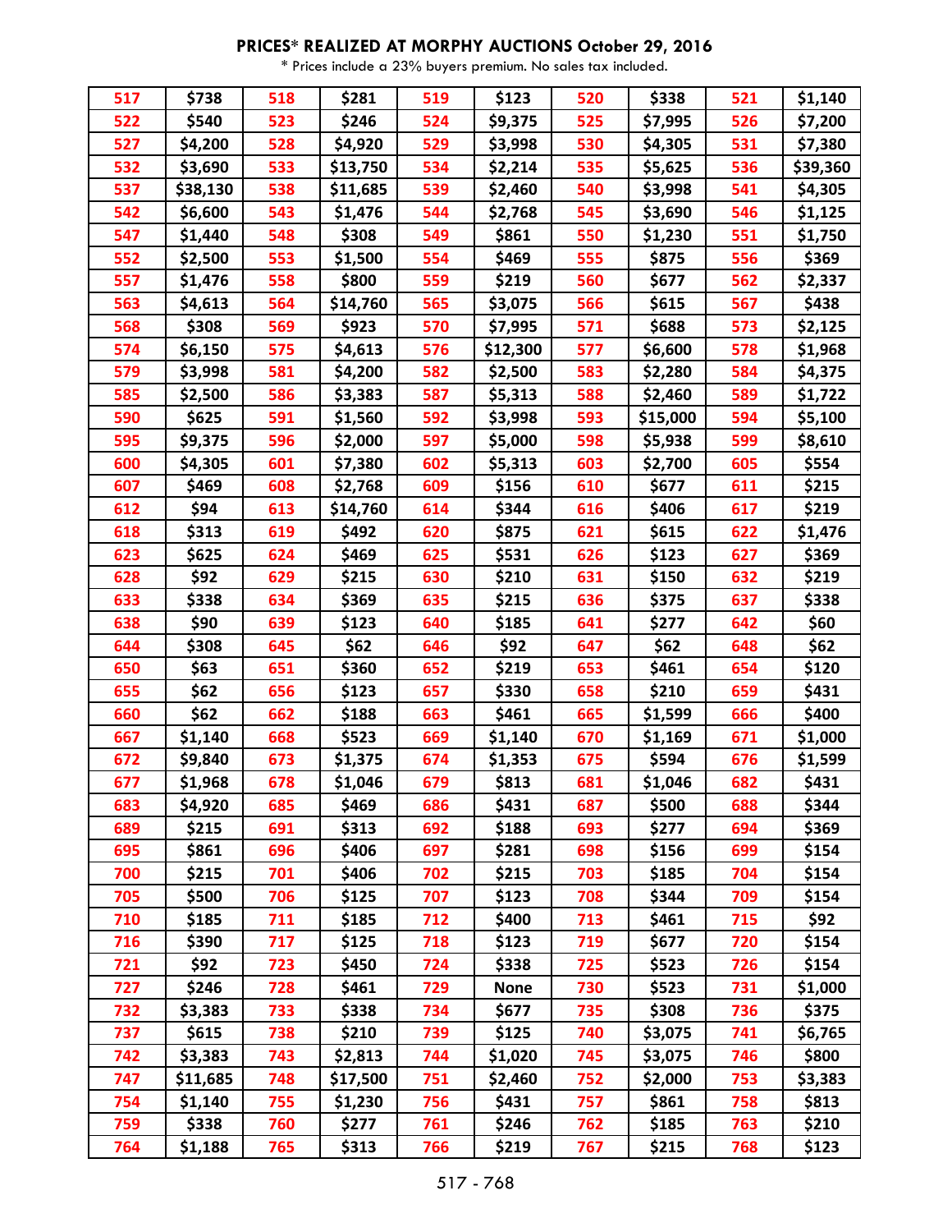## PRICES* REALIZED AT MORPHY AUCTIONS October 29, 2016

\* Prices include a 23% buyers premium. No sales tax included.

| | | | | | | | | | |
|---|---|---|---|---|---|---|---|---|---|
| 517 | $738 | 518 | $281 | 519 | $123 | 520 | $338 | 521 | $1,140 |
| 522 | $540 | 523 | $246 | 524 | $9,375 | 525 | $7,995 | 526 | $7,200 |
| 527 | $4,200 | 528 | $4,920 | 529 | $3,998 | 530 | $4,305 | 531 | $7,380 |
| 532 | $3,690 | 533 | $13,750 | 534 | $2,214 | 535 | $5,625 | 536 | $39,360 |
| 537 | $38,130 | 538 | $11,685 | 539 | $2,460 | 540 | $3,998 | 541 | $4,305 |
| 542 | $6,600 | 543 | $1,476 | 544 | $2,768 | 545 | $3,690 | 546 | $1,125 |
| 547 | $1,440 | 548 | $308 | 549 | $861 | 550 | $1,230 | 551 | $1,750 |
| 552 | $2,500 | 553 | $1,500 | 554 | $469 | 555 | $875 | 556 | $369 |
| 557 | $1,476 | 558 | $800 | 559 | $219 | 560 | $677 | 562 | $2,337 |
| 563 | $4,613 | 564 | $14,760 | 565 | $3,075 | 566 | $615 | 567 | $438 |
| 568 | $308 | 569 | $923 | 570 | $7,995 | 571 | $688 | 573 | $2,125 |
| 574 | $6,150 | 575 | $4,613 | 576 | $12,300 | 577 | $6,600 | 578 | $1,968 |
| 579 | $3,998 | 581 | $4,200 | 582 | $2,500 | 583 | $2,280 | 584 | $4,375 |
| 585 | $2,500 | 586 | $3,383 | 587 | $5,313 | 588 | $2,460 | 589 | $1,722 |
| 590 | $625 | 591 | $1,560 | 592 | $3,998 | 593 | $15,000 | 594 | $5,100 |
| 595 | $9,375 | 596 | $2,000 | 597 | $5,000 | 598 | $5,938 | 599 | $8,610 |
| 600 | $4,305 | 601 | $7,380 | 602 | $5,313 | 603 | $2,700 | 605 | $554 |
| 607 | $469 | 608 | $2,768 | 609 | $156 | 610 | $677 | 611 | $215 |
| 612 | $94 | 613 | $14,760 | 614 | $344 | 616 | $406 | 617 | $219 |
| 618 | $313 | 619 | $492 | 620 | $875 | 621 | $615 | 622 | $1,476 |
| 623 | $625 | 624 | $469 | 625 | $531 | 626 | $123 | 627 | $369 |
| 628 | $92 | 629 | $215 | 630 | $210 | 631 | $150 | 632 | $219 |
| 633 | $338 | 634 | $369 | 635 | $215 | 636 | $375 | 637 | $338 |
| 638 | $90 | 639 | $123 | 640 | $185 | 641 | $277 | 642 | $60 |
| 644 | $308 | 645 | $62 | 646 | $92 | 647 | $62 | 648 | $62 |
| 650 | $63 | 651 | $360 | 652 | $219 | 653 | $461 | 654 | $120 |
| 655 | $62 | 656 | $123 | 657 | $330 | 658 | $210 | 659 | $431 |
| 660 | $62 | 662 | $188 | 663 | $461 | 665 | $1,599 | 666 | $400 |
| 667 | $1,140 | 668 | $523 | 669 | $1,140 | 670 | $1,169 | 671 | $1,000 |
| 672 | $9,840 | 673 | $1,375 | 674 | $1,353 | 675 | $594 | 676 | $1,599 |
| 677 | $1,968 | 678 | $1,046 | 679 | $813 | 681 | $1,046 | 682 | $431 |
| 683 | $4,920 | 685 | $469 | 686 | $431 | 687 | $500 | 688 | $344 |
| 689 | $215 | 691 | $313 | 692 | $188 | 693 | $277 | 694 | $369 |
| 695 | $861 | 696 | $406 | 697 | $281 | 698 | $156 | 699 | $154 |
| 700 | $215 | 701 | $406 | 702 | $215 | 703 | $185 | 704 | $154 |
| 705 | $500 | 706 | $125 | 707 | $123 | 708 | $344 | 709 | $154 |
| 710 | $185 | 711 | $185 | 712 | $400 | 713 | $461 | 715 | $92 |
| 716 | $390 | 717 | $125 | 718 | $123 | 719 | $677 | 720 | $154 |
| 721 | $92 | 723 | $450 | 724 | $338 | 725 | $523 | 726 | $154 |
| 727 | $246 | 728 | $461 | 729 | None | 730 | $523 | 731 | $1,000 |
| 732 | $3,383 | 733 | $338 | 734 | $677 | 735 | $308 | 736 | $375 |
| 737 | $615 | 738 | $210 | 739 | $125 | 740 | $3,075 | 741 | $6,765 |
| 742 | $3,383 | 743 | $2,813 | 744 | $1,020 | 745 | $3,075 | 746 | $800 |
| 747 | $11,685 | 748 | $17,500 | 751 | $2,460 | 752 | $2,000 | 753 | $3,383 |
| 754 | $1,140 | 755 | $1,230 | 756 | $431 | 757 | $861 | 758 | $813 |
| 759 | $338 | 760 | $277 | 761 | $246 | 762 | $185 | 763 | $210 |
| 764 | $1,188 | 765 | $313 | 766 | $219 | 767 | $215 | 768 | $123 |

517 - 768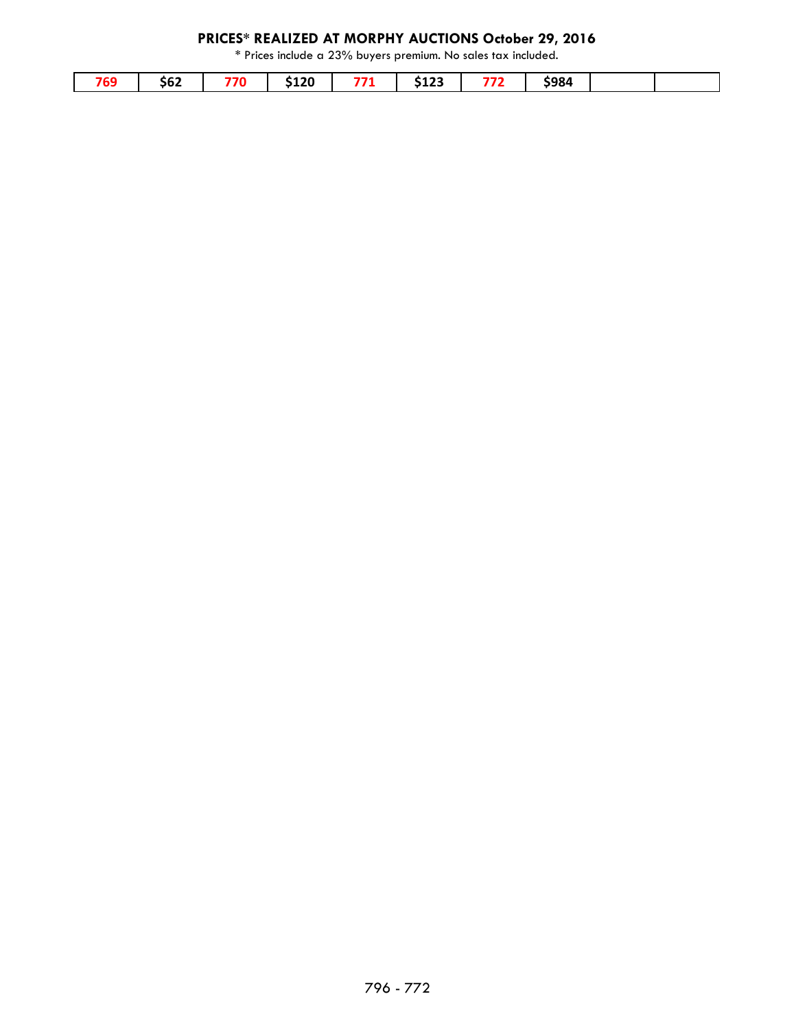**PRICES* REALIZED AT MORPHY AUCTIONS October 29, 2016**

* Prices include a 23% buyers premium. No sales tax included.

| | | | | | | | | | |
|---|---|---|---|---|---|---|---|---|---|
| 769 | $62 | 770 | $120 | 771 | $123 | 772 | $984 | | |

796 - 772